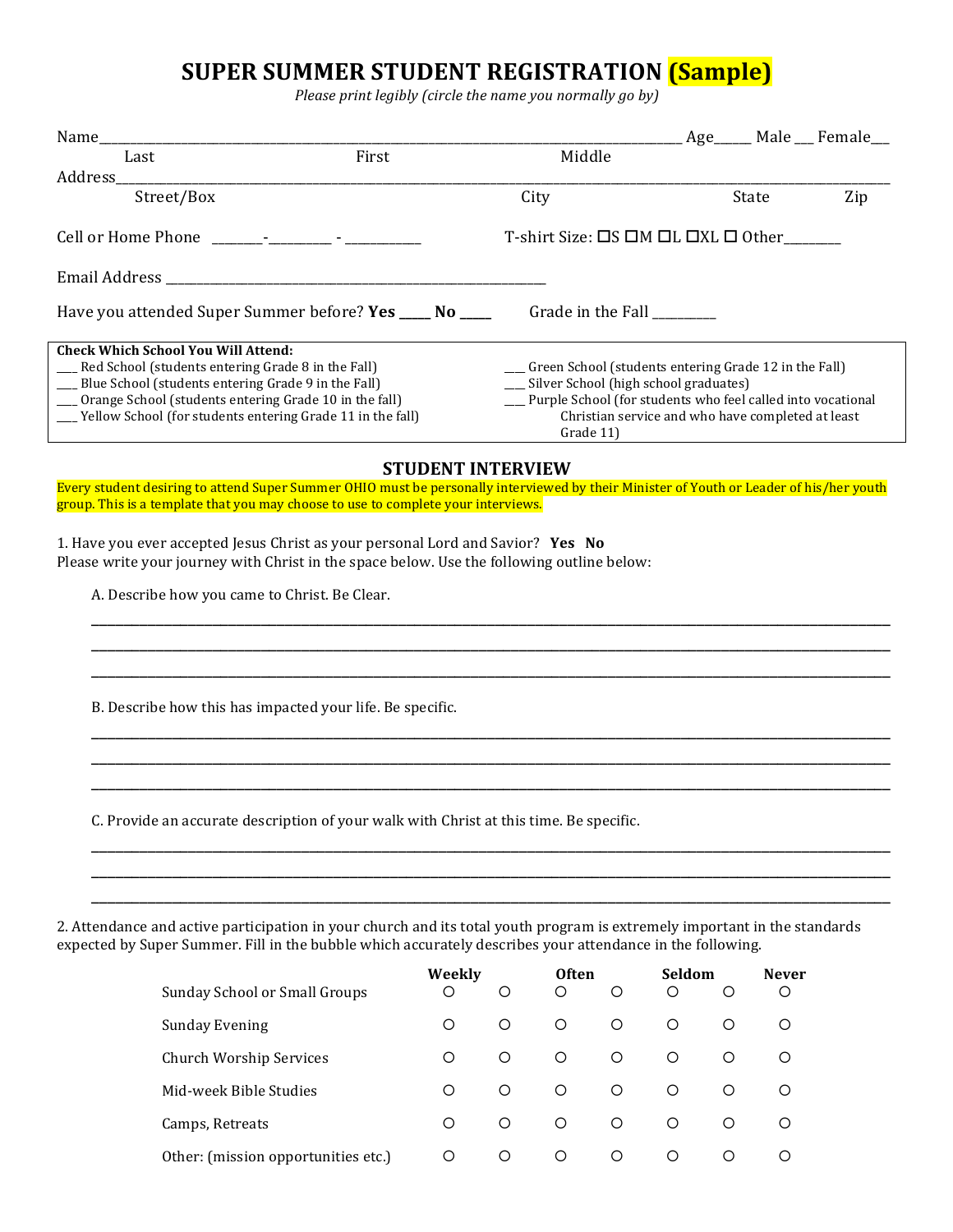# SUPER SUMMER STUDENT REGISTRATION (Sample)

*Please print legibly (circle the name you normally go by)*

Name_______________________________________________ Age_____ Male ___ Female___
Last First Middle

Address_______________________________________________
Street/Box City State Zip

Cell or Home Phone _______-_________ - ___________ T-shirt Size: ☐S ☐M ☐L ☐XL ☐ Other________

Email Address _______________________________________________

Have you attended Super Summer before? **Yes** _____ **No** _____ Grade in the Fall _________

**Check Which School You Will Attend:**

___ Red School (students entering Grade 8 in the Fall)
___ Blue School (students entering Grade 9 in the Fall)
___ Orange School (students entering Grade 10 in the fall)
___ Yellow School (for students entering Grade 11 in the fall)
___ Green School (students entering Grade 12 in the Fall)
___ Silver School (high school graduates)
___ Purple School (for students who feel called into vocational Christian service and who have completed at least Grade 11)

## STUDENT INTERVIEW

Every student desiring to attend Super Summer OHIO must be personally interviewed by their Minister of Youth or Leader of his/her youth group. This is a template that you may choose to use to complete your interviews.

1. Have you ever accepted Jesus Christ as your personal Lord and Savior? **Yes No**
Please write your journey with Christ in the space below. Use the following outline below:

A. Describe how you came to Christ. Be Clear.

_______________________________________________
_______________________________________________
_______________________________________________

B. Describe how this has impacted your life. Be specific.

_______________________________________________
_______________________________________________
_______________________________________________

C. Provide an accurate description of your walk with Christ at this time. Be specific.

_______________________________________________
_______________________________________________
_______________________________________________

2. Attendance and active participation in your church and its total youth program is extremely important in the standards expected by Super Summer. Fill in the bubble which accurately describes your attendance in the following.

| | Weekly | | Often | | Seldom | | Never |
|---|---|---|---|---|---|---|---|
| Sunday School or Small Groups | ○ | ○ | ○ | ○ | ○ | ○ | ○ |
| Sunday Evening | ○ | ○ | ○ | ○ | ○ | ○ | ○ |
| Church Worship Services | ○ | ○ | ○ | ○ | ○ | ○ | ○ |
| Mid-week Bible Studies | ○ | ○ | ○ | ○ | ○ | ○ | ○ |
| Camps, Retreats | ○ | ○ | ○ | ○ | ○ | ○ | ○ |
| Other: (mission opportunities etc.) | ○ | ○ | ○ | ○ | ○ | ○ | ○ |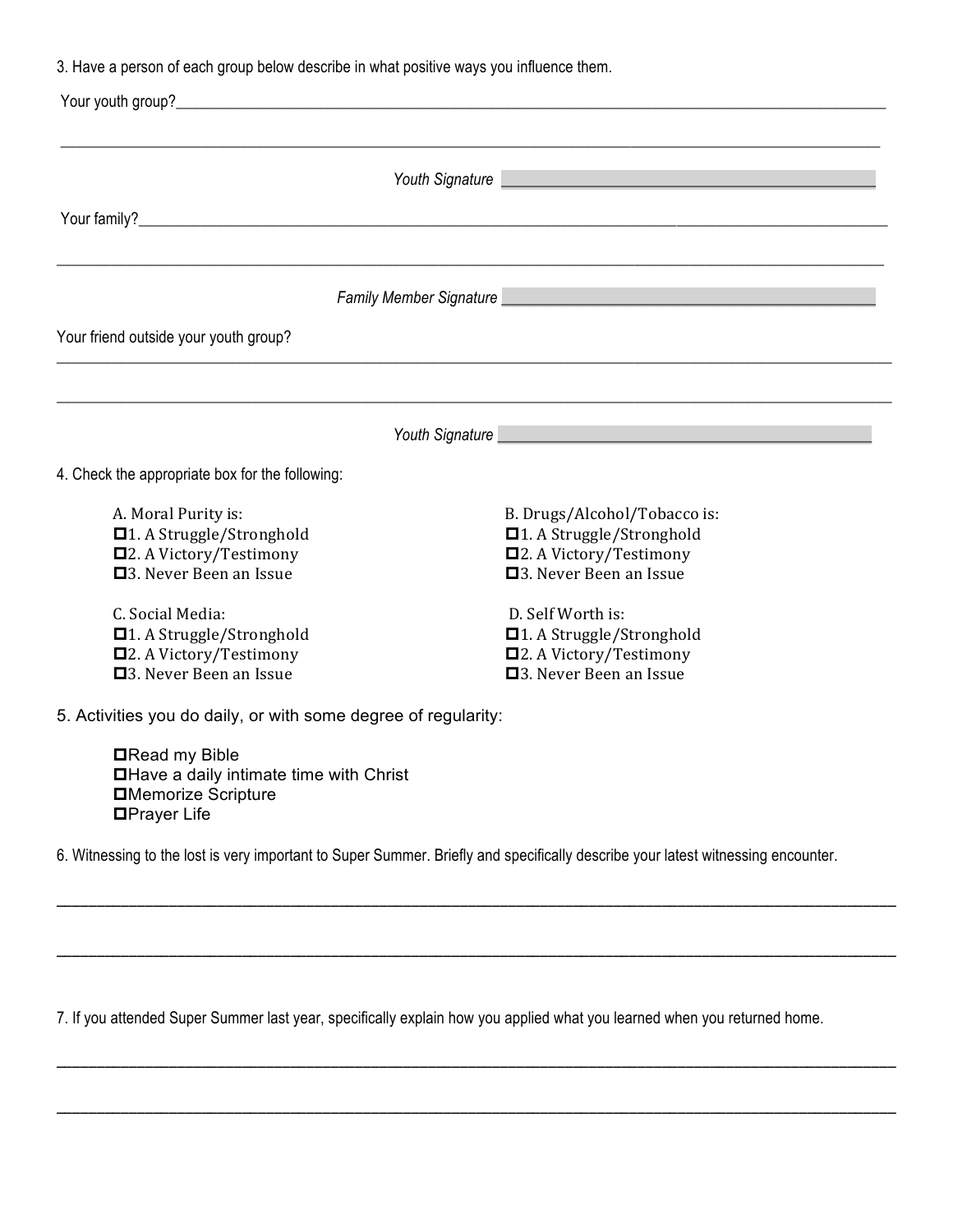3. Have a person of each group below describe in what positive ways you influence them.

Your youth group?____________________________________________________________________________________________

____________________________________________________________________________________________________________

*Youth Signature* ______________________________________________

Your family?_________________________________________________________________________________________________

____________________________________________________________________________________________________________

*Family Member Signature* ______________________________________________

Your friend outside your youth group?

____________________________________________________________________________________________________________

____________________________________________________________________________________________________________

*Youth Signature* ______________________________________________

4. Check the appropriate box for the following:

A. Moral Purity is:
- ☐1. A Struggle/Stronghold
- ☐2. A Victory/Testimony
- ☐3. Never Been an Issue

B. Drugs/Alcohol/Tobacco is:
- ☐1. A Struggle/Stronghold
- ☐2. A Victory/Testimony
- ☐3. Never Been an Issue

C. Social Media:
- ☐1. A Struggle/Stronghold
- ☐2. A Victory/Testimony
- ☐3. Never Been an Issue

D. Self Worth is:
- ☐1. A Struggle/Stronghold
- ☐2. A Victory/Testimony
- ☐3. Never Been an Issue

5. Activities you do daily, or with some degree of regularity:

- ☐Read my Bible
- ☐Have a daily intimate time with Christ
- ☐Memorize Scripture
- ☐Prayer Life

6. Witnessing to the lost is very important to Super Summer. Briefly and specifically describe your latest witnessing encounter.

____________________________________________________________________________________________________________

____________________________________________________________________________________________________________

7. If you attended Super Summer last year, specifically explain how you applied what you learned when you returned home.

____________________________________________________________________________________________________________

____________________________________________________________________________________________________________